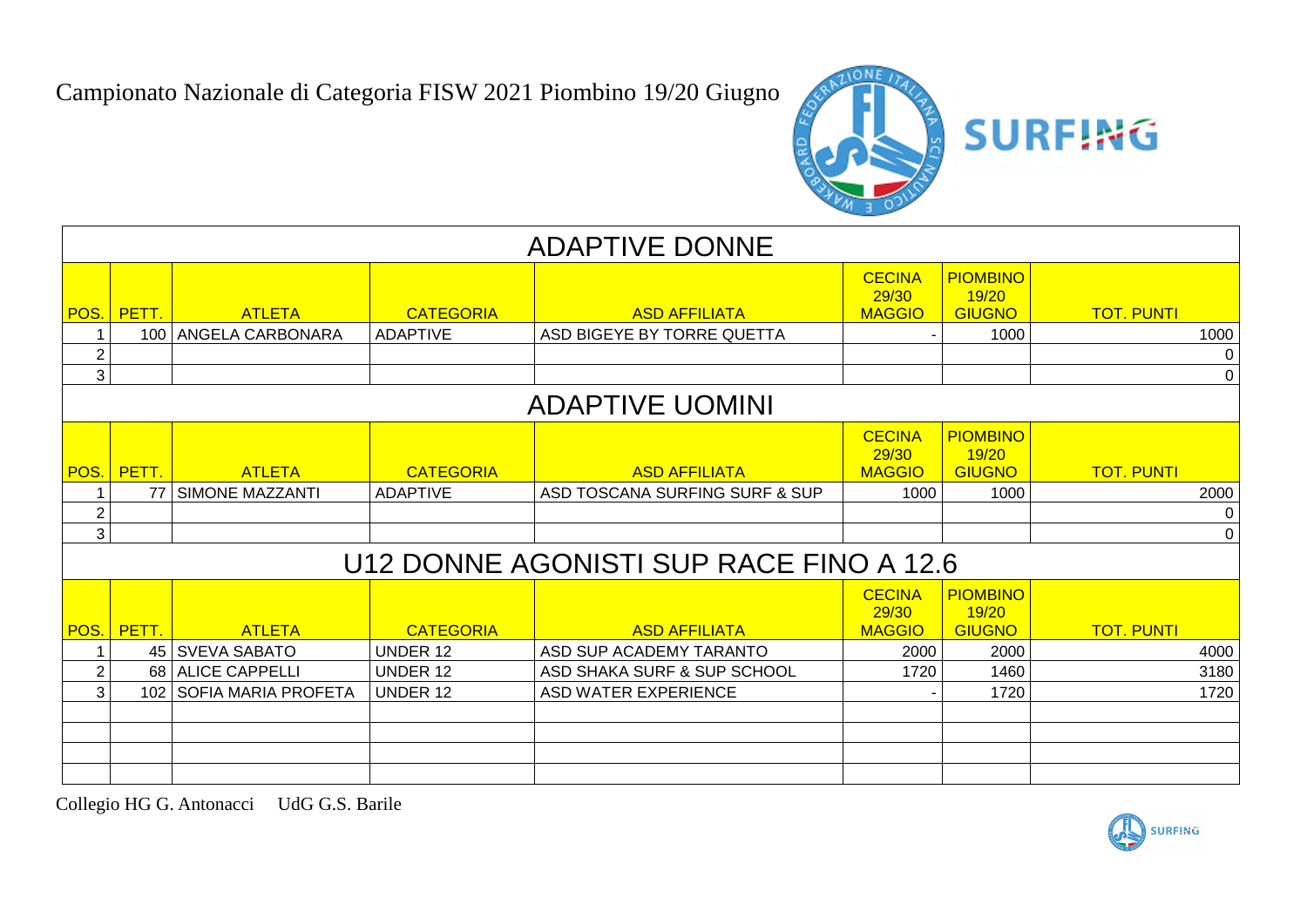# Campionato Nazionale di Categoria FISW 2021 Piombino 19/20 Giugno

## ADAPTIVE DONNE

| POS. | PETT. | ATLETA | CATEGORIA | ASD AFFILIATA | CECINA 29/30 MAGGIO | PIOMBINO 19/20 GIUGNO | TOT. PUNTI |
|---|---|---|---|---|---|---|---|
| 1 | 100 | ANGELA CARBONARA | ADAPTIVE | ASD BIGEYE BY TORRE QUETTA | - | 1000 | 1000 |
| 2 | | | | | | | 0 |
| 3 | | | | | | | 0 |

## ADAPTIVE UOMINI

| POS. | PETT. | ATLETA | CATEGORIA | ASD AFFILIATA | CECINA 29/30 MAGGIO | PIOMBINO 19/20 GIUGNO | TOT. PUNTI |
|---|---|---|---|---|---|---|---|
| 1 | 77 | SIMONE MAZZANTI | ADAPTIVE | ASD TOSCANA SURFING SURF & SUP | 1000 | 1000 | 2000 |
| 2 | | | | | | | 0 |
| 3 | | | | | | | 0 |

## U12 DONNE AGONISTI SUP RACE FINO A 12.6

| POS. | PETT. | ATLETA | CATEGORIA | ASD AFFILIATA | CECINA 29/30 MAGGIO | PIOMBINO 19/20 GIUGNO | TOT. PUNTI |
|---|---|---|---|---|---|---|---|
| 1 | 45 | SVEVA SABATO | UNDER 12 | ASD SUP ACADEMY TARANTO | 2000 | 2000 | 4000 |
| 2 | 68 | ALICE CAPPELLI | UNDER 12 | ASD SHAKA SURF & SUP SCHOOL | 1720 | 1460 | 3180 |
| 3 | 102 | SOFIA MARIA PROFETA | UNDER 12 | ASD WATER EXPERIENCE | - | 1720 | 1720 |
| | | | | | | | |
| | | | | | | | |
| | | | | | | | |
| | | | | | | | |

Collegio HG G. Antonacci UdG G.S. Barile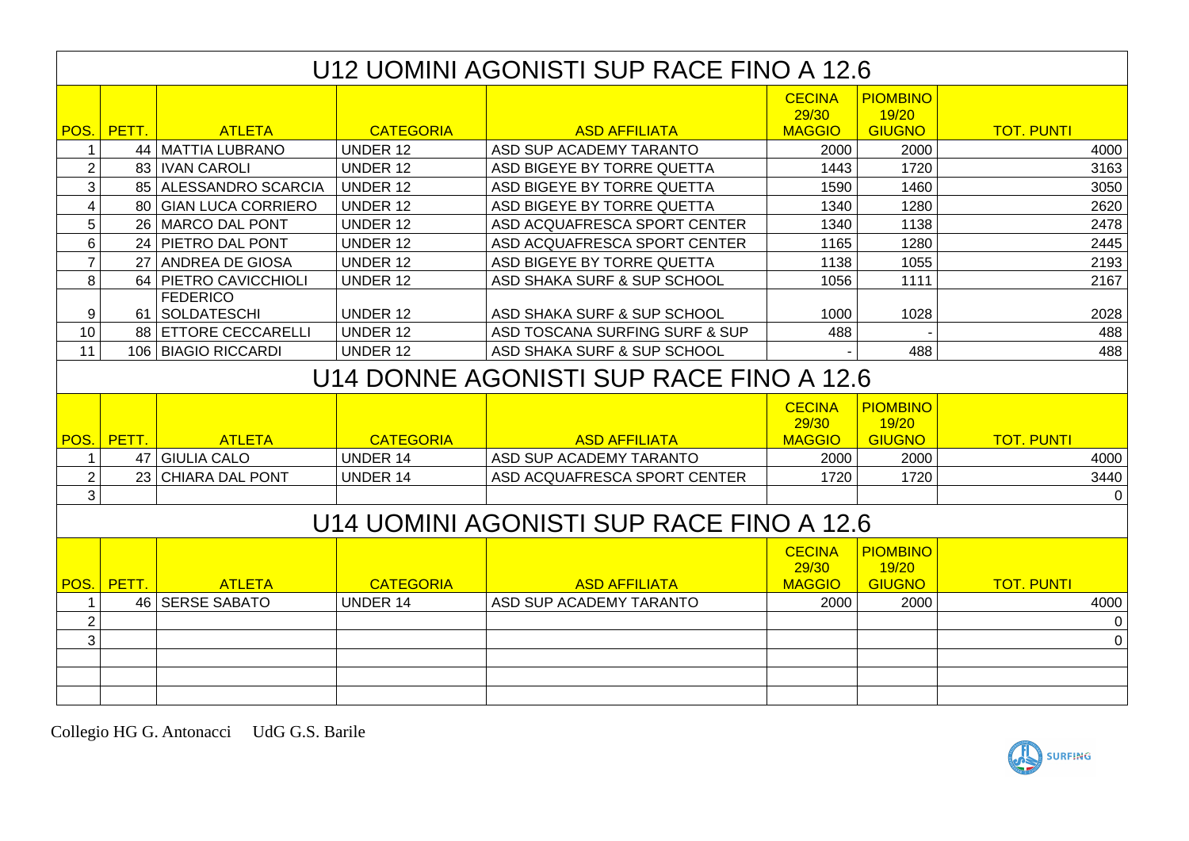## U12 UOMINI AGONISTI SUP RACE FINO A 12.6

| POS. | PETT. | ATLETA | CATEGORIA | ASD AFFILIATA | CECINA 29/30 MAGGIO | PIOMBINO 19/20 GIUGNO | TOT. PUNTI |
|---|---|---|---|---|---|---|---|
| 1 | 44 | MATTIA LUBRANO | UNDER 12 | ASD SUP ACADEMY TARANTO | 2000 | 2000 | 4000 |
| 2 | 83 | IVAN CAROLI | UNDER 12 | ASD BIGEYE BY TORRE QUETTA | 1443 | 1720 | 3163 |
| 3 | 85 | ALESSANDRO SCARCIA | UNDER 12 | ASD BIGEYE BY TORRE QUETTA | 1590 | 1460 | 3050 |
| 4 | 80 | GIAN LUCA CORRIERO | UNDER 12 | ASD BIGEYE BY TORRE QUETTA | 1340 | 1280 | 2620 |
| 5 | 26 | MARCO DAL PONT | UNDER 12 | ASD ACQUAFRESCA SPORT CENTER | 1340 | 1138 | 2478 |
| 6 | 24 | PIETRO DAL PONT | UNDER 12 | ASD ACQUAFRESCA SPORT CENTER | 1165 | 1280 | 2445 |
| 7 | 27 | ANDREA DE GIOSA | UNDER 12 | ASD BIGEYE BY TORRE QUETTA | 1138 | 1055 | 2193 |
| 8 | 64 | PIETRO CAVICCHIOLI | UNDER 12 | ASD SHAKA SURF & SUP SCHOOL | 1056 | 1111 | 2167 |
| 9 | 61 | FEDERICO SOLDATESCHI | UNDER 12 | ASD SHAKA SURF & SUP SCHOOL | 1000 | 1028 | 2028 |
| 10 | 88 | ETTORE CECCARELLI | UNDER 12 | ASD TOSCANA SURFING SURF & SUP | 488 | - | 488 |
| 11 | 106 | BIAGIO RICCARDI | UNDER 12 | ASD SHAKA SURF & SUP SCHOOL | - | 488 | 488 |

## U14 DONNE AGONISTI SUP RACE FINO A 12.6

| POS. | PETT. | ATLETA | CATEGORIA | ASD AFFILIATA | CECINA 29/30 MAGGIO | PIOMBINO 19/20 GIUGNO | TOT. PUNTI |
|---|---|---|---|---|---|---|---|
| 1 | 47 | GIULIA CALO | UNDER 14 | ASD SUP ACADEMY TARANTO | 2000 | 2000 | 4000 |
| 2 | 23 | CHIARA DAL PONT | UNDER 14 | ASD ACQUAFRESCA SPORT CENTER | 1720 | 1720 | 3440 |
| 3 | | | | | | | 0 |

## U14 UOMINI AGONISTI SUP RACE FINO A 12.6

| POS. | PETT. | ATLETA | CATEGORIA | ASD AFFILIATA | CECINA 29/30 MAGGIO | PIOMBINO 19/20 GIUGNO | TOT. PUNTI |
|---|---|---|---|---|---|---|---|
| 1 | 46 | SERSE SABATO | UNDER 14 | ASD SUP ACADEMY TARANTO | 2000 | 2000 | 4000 |
| 2 | | | | | | | 0 |
| 3 | | | | | | | 0 |
| | | | | | | | |
| | | | | | | | |
| | | | | | | | |

Collegio HG G. Antonacci UdG G.S. Barile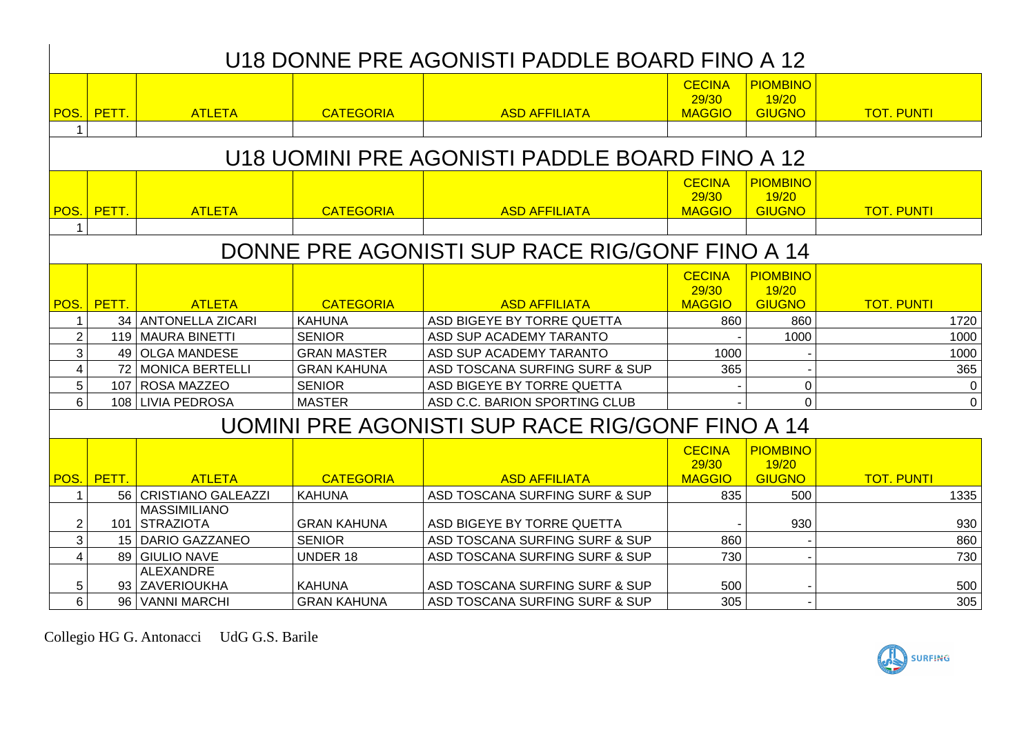## U18 DONNE PRE AGONISTI PADDLE BOARD FINO A 12

| POS. | PETT. | ATLETA | CATEGORIA | ASD AFFILIATA | CECINA 29/30 MAGGIO | PIOMBINO 19/20 GIUGNO | TOT. PUNTI |
|---|---|---|---|---|---|---|---|
| 1 | | | | | | | |

## U18 UOMINI PRE AGONISTI PADDLE BOARD FINO A 12

| POS. | PETT. | ATLETA | CATEGORIA | ASD AFFILIATA | CECINA 29/30 MAGGIO | PIOMBINO 19/20 GIUGNO | TOT. PUNTI |
|---|---|---|---|---|---|---|---|
| 1 | | | | | | | |

## DONNE PRE AGONISTI SUP RACE RIG/GONF FINO A 14

| POS. | PETT. | ATLETA | CATEGORIA | ASD AFFILIATA | CECINA 29/30 MAGGIO | PIOMBINO 19/20 GIUGNO | TOT. PUNTI |
|---|---|---|---|---|---|---|---|
| 1 | 34 | ANTONELLA ZICARI | KAHUNA | ASD BIGEYE BY TORRE QUETTA | 860 | 860 | 1720 |
| 2 | 119 | MAURA BINETTI | SENIOR | ASD SUP ACADEMY TARANTO | - | 1000 | 1000 |
| 3 | 49 | OLGA MANDESE | GRAN MASTER | ASD SUP ACADEMY TARANTO | 1000 | - | 1000 |
| 4 | 72 | MONICA BERTELLI | GRAN KAHUNA | ASD TOSCANA SURFING SURF & SUP | 365 | - | 365 |
| 5 | 107 | ROSA MAZZEO | SENIOR | ASD BIGEYE BY TORRE QUETTA | - | 0 | 0 |
| 6 | 108 | LIVIA PEDROSA | MASTER | ASD C.C. BARION SPORTING CLUB | - | 0 | 0 |

## UOMINI PRE AGONISTI SUP RACE RIG/GONF FINO A 14

| POS. | PETT. | ATLETA | CATEGORIA | ASD AFFILIATA | CECINA 29/30 MAGGIO | PIOMBINO 19/20 GIUGNO | TOT. PUNTI |
|---|---|---|---|---|---|---|---|
| 1 | 56 | CRISTIANO GALEAZZI | KAHUNA | ASD TOSCANA SURFING SURF & SUP | 835 | 500 | 1335 |
| 2 | 101 | MASSIMILIANO STRAZIOTA | GRAN KAHUNA | ASD BIGEYE BY TORRE QUETTA | - | 930 | 930 |
| 3 | 15 | DARIO GAZZANEO | SENIOR | ASD TOSCANA SURFING SURF & SUP | 860 | - | 860 |
| 4 | 89 | GIULIO NAVE | UNDER 18 | ASD TOSCANA SURFING SURF & SUP | 730 | - | 730 |
| 5 | 93 | ALEXANDRE ZAVERIOUKHA | KAHUNA | ASD TOSCANA SURFING SURF & SUP | 500 | - | 500 |
| 6 | 96 | VANNI MARCHI | GRAN KAHUNA | ASD TOSCANA SURFING SURF & SUP | 305 | - | 305 |

Collegio HG G. Antonacci UdG G.S. Barile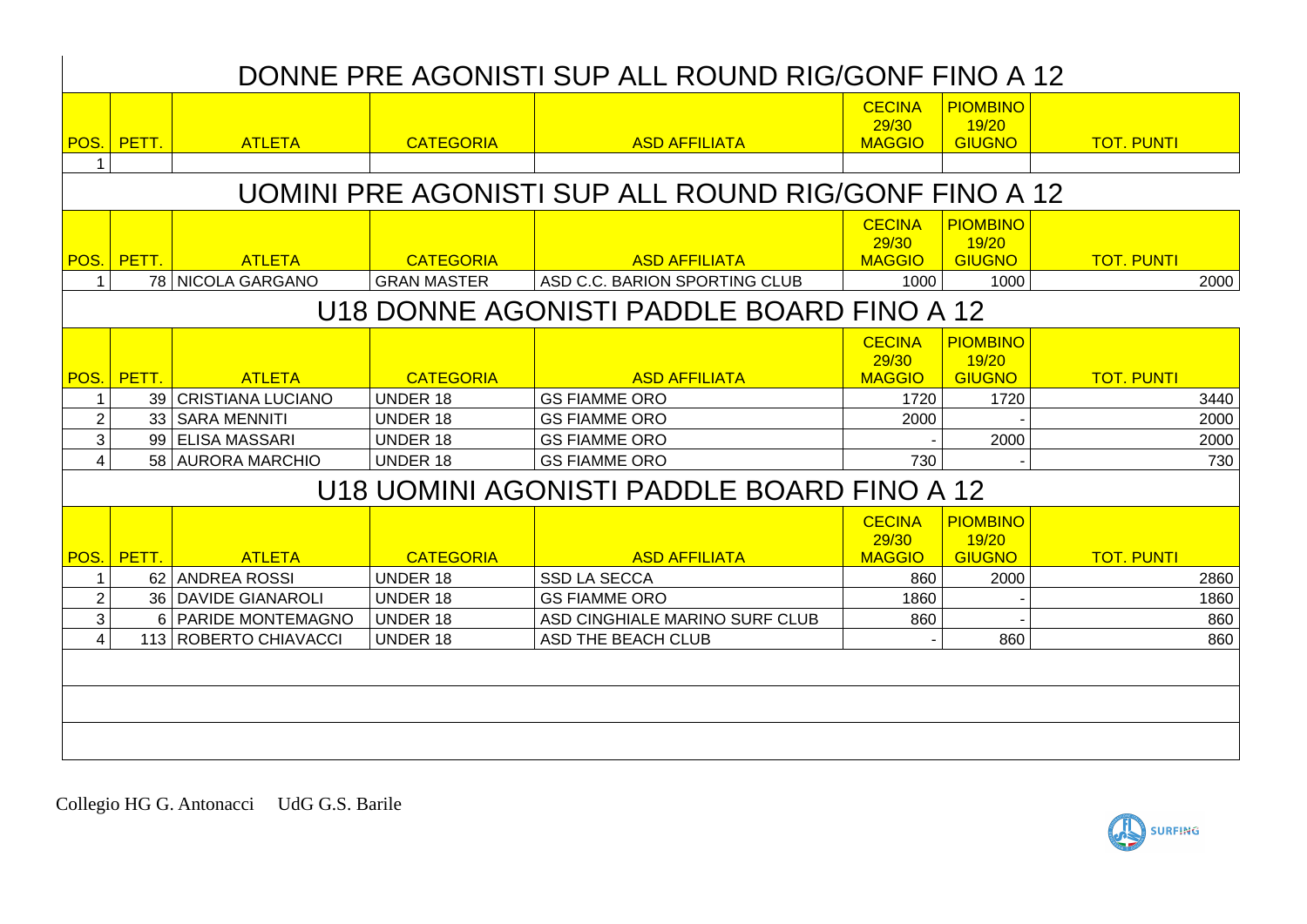## DONNE PRE AGONISTI SUP ALL ROUND RIG/GONF FINO A 12

| POS. | PETT. | ATLETA | CATEGORIA | ASD AFFILIATA | CECINA 29/30 MAGGIO | PIOMBINO 19/20 GIUGNO | TOT. PUNTI |
|---|---|---|---|---|---|---|---|
| 1 | | | | | | | |

## UOMINI PRE AGONISTI SUP ALL ROUND RIG/GONF FINO A 12

| POS. | PETT. | ATLETA | CATEGORIA | ASD AFFILIATA | CECINA 29/30 MAGGIO | PIOMBINO 19/20 GIUGNO | TOT. PUNTI |
|---|---|---|---|---|---|---|---|
| 1 | 78 | NICOLA GARGANO | GRAN MASTER | ASD C.C. BARION SPORTING CLUB | 1000 | 1000 | 2000 |

## U18 DONNE AGONISTI PADDLE BOARD FINO A 12

| POS. | PETT. | ATLETA | CATEGORIA | ASD AFFILIATA | CECINA 29/30 MAGGIO | PIOMBINO 19/20 GIUGNO | TOT. PUNTI |
|---|---|---|---|---|---|---|---|
| 1 | 39 | CRISTIANA LUCIANO | UNDER 18 | GS FIAMME ORO | 1720 | 1720 | 3440 |
| 2 | 33 | SARA MENNITI | UNDER 18 | GS FIAMME ORO | 2000 | - | 2000 |
| 3 | 99 | ELISA MASSARI | UNDER 18 | GS FIAMME ORO | - | 2000 | 2000 |
| 4 | 58 | AURORA MARCHIO | UNDER 18 | GS FIAMME ORO | 730 | - | 730 |

## U18 UOMINI AGONISTI PADDLE BOARD FINO A 12

| POS. | PETT. | ATLETA | CATEGORIA | ASD AFFILIATA | CECINA 29/30 MAGGIO | PIOMBINO 19/20 GIUGNO | TOT. PUNTI |
|---|---|---|---|---|---|---|---|
| 1 | 62 | ANDREA ROSSI | UNDER 18 | SSD LA SECCA | 860 | 2000 | 2860 |
| 2 | 36 | DAVIDE GIANAROLI | UNDER 18 | GS FIAMME ORO | 1860 | - | 1860 |
| 3 | 6 | PARIDE MONTEMAGNO | UNDER 18 | ASD CINGHIALE MARINO SURF CLUB | 860 | - | 860 |
| 4 | 113 | ROBERTO CHIAVACCI | UNDER 18 | ASD THE BEACH CLUB | - | 860 | 860 |

Collegio HG G. Antonacci UdG G.S. Barile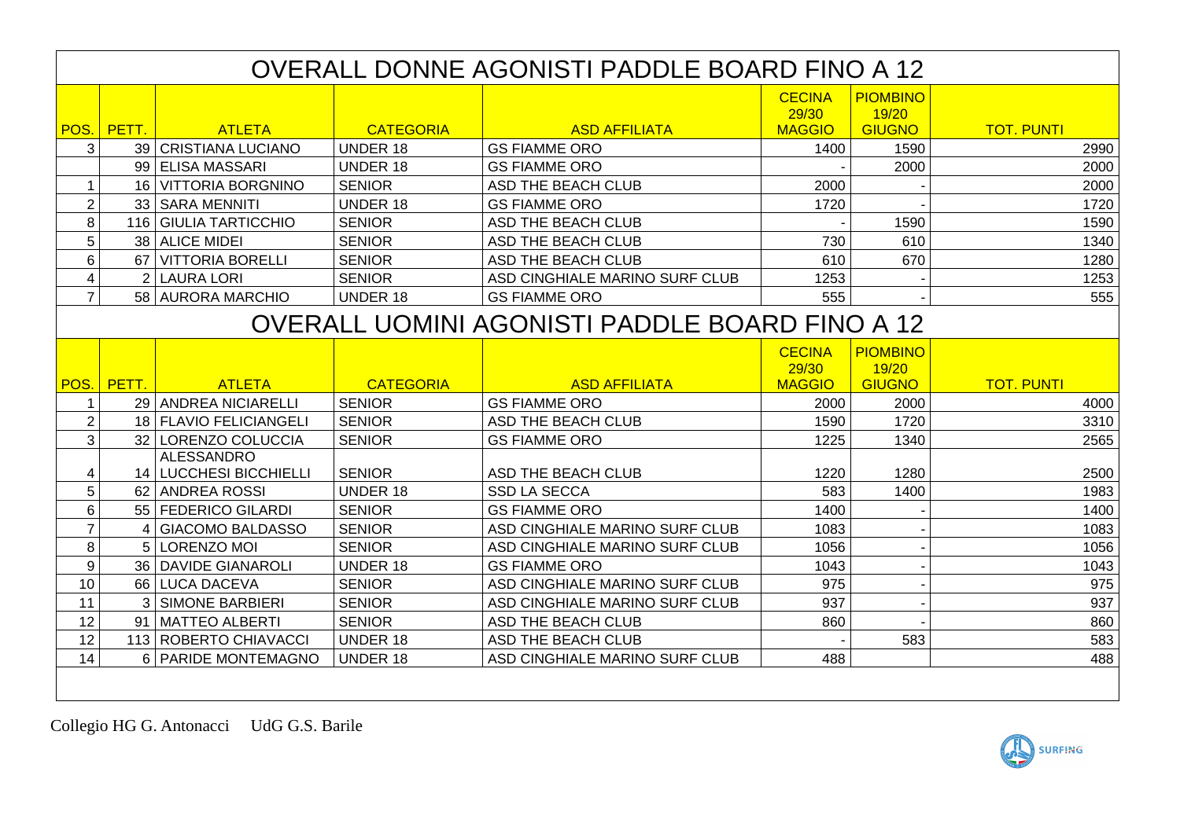# OVERALL DONNE AGONISTI PADDLE BOARD FINO A 12

| POS. | PETT. | ATLETA | CATEGORIA | ASD AFFILIATA | CECINA 29/30 MAGGIO | PIOMBINO 19/20 GIUGNO | TOT. PUNTI |
|---|---|---|---|---|---|---|---|
| 3 | 39 | CRISTIANA LUCIANO | UNDER 18 | GS FIAMME ORO | 1400 | 1590 | 2990 |
| | 99 | ELISA MASSARI | UNDER 18 | GS FIAMME ORO | - | 2000 | 2000 |
| 1 | 16 | VITTORIA BORGNINO | SENIOR | ASD THE BEACH CLUB | 2000 | - | 2000 |
| 2 | 33 | SARA MENNITI | UNDER 18 | GS FIAMME ORO | 1720 | - | 1720 |
| 8 | 116 | GIULIA TARTICCHIO | SENIOR | ASD THE BEACH CLUB | - | 1590 | 1590 |
| 5 | 38 | ALICE MIDEI | SENIOR | ASD THE BEACH CLUB | 730 | 610 | 1340 |
| 6 | 67 | VITTORIA BORELLI | SENIOR | ASD THE BEACH CLUB | 610 | 670 | 1280 |
| 4 | 2 | LAURA LORI | SENIOR | ASD CINGHIALE MARINO SURF CLUB | 1253 | - | 1253 |
| 7 | 58 | AURORA MARCHIO | UNDER 18 | GS FIAMME ORO | 555 | - | 555 |

# OVERALL UOMINI AGONISTI PADDLE BOARD FINO A 12

| POS. | PETT. | ATLETA | CATEGORIA | ASD AFFILIATA | CECINA 29/30 MAGGIO | PIOMBINO 19/20 GIUGNO | TOT. PUNTI |
|---|---|---|---|---|---|---|---|
| 1 | 29 | ANDREA NICIARELLI | SENIOR | GS FIAMME ORO | 2000 | 2000 | 4000 |
| 2 | 18 | FLAVIO FELICIANGELI | SENIOR | ASD THE BEACH CLUB | 1590 | 1720 | 3310 |
| 3 | 32 | LORENZO COLUCCIA | SENIOR | GS FIAMME ORO | 1225 | 1340 | 2565 |
| 4 | 14 | ALESSANDRO LUCCHESI BICCHIELLI | SENIOR | ASD THE BEACH CLUB | 1220 | 1280 | 2500 |
| 5 | 62 | ANDREA ROSSI | UNDER 18 | SSD LA SECCA | 583 | 1400 | 1983 |
| 6 | 55 | FEDERICO GILARDI | SENIOR | GS FIAMME ORO | 1400 | - | 1400 |
| 7 | 4 | GIACOMO BALDASSO | SENIOR | ASD CINGHIALE MARINO SURF CLUB | 1083 | - | 1083 |
| 8 | 5 | LORENZO MOI | SENIOR | ASD CINGHIALE MARINO SURF CLUB | 1056 | - | 1056 |
| 9 | 36 | DAVIDE GIANAROLI | UNDER 18 | GS FIAMME ORO | 1043 | - | 1043 |
| 10 | 66 | LUCA DACEVA | SENIOR | ASD CINGHIALE MARINO SURF CLUB | 975 | - | 975 |
| 11 | 3 | SIMONE BARBIERI | SENIOR | ASD CINGHIALE MARINO SURF CLUB | 937 | - | 937 |
| 12 | 91 | MATTEO ALBERTI | SENIOR | ASD THE BEACH CLUB | 860 | - | 860 |
| 12 | 113 | ROBERTO CHIAVACCI | UNDER 18 | ASD THE BEACH CLUB | - | 583 | 583 |
| 14 | 6 | PARIDE MONTEMAGNO | UNDER 18 | ASD CINGHIALE MARINO SURF CLUB | 488 | | 488 |

Collegio HG G. Antonacci UdG G.S. Barile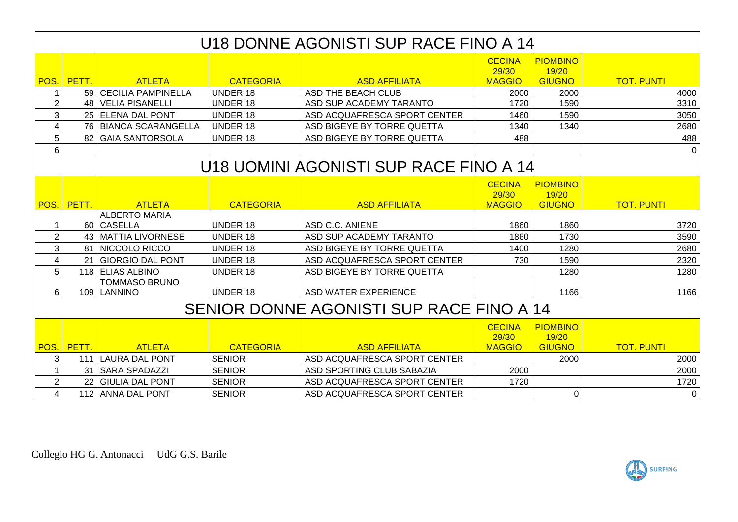## U18 DONNE AGONISTI SUP RACE FINO A 14

| POS. | PETT. | ATLETA | CATEGORIA | ASD AFFILIATA | CECINA 29/30 MAGGIO | PIOMBINO 19/20 GIUGNO | TOT. PUNTI |
|---|---|---|---|---|---|---|---|
| 1 | 59 | CECILIA PAMPINELLA | UNDER 18 | ASD THE BEACH CLUB | 2000 | 2000 | 4000 |
| 2 | 48 | VELIA PISANELLI | UNDER 18 | ASD SUP ACADEMY TARANTO | 1720 | 1590 | 3310 |
| 3 | 25 | ELENA DAL PONT | UNDER 18 | ASD ACQUAFRESCA SPORT CENTER | 1460 | 1590 | 3050 |
| 4 | 76 | BIANCA SCARANGELLA | UNDER 18 | ASD BIGEYE BY TORRE QUETTA | 1340 | 1340 | 2680 |
| 5 | 82 | GAIA SANTORSOLA | UNDER 18 | ASD BIGEYE BY TORRE QUETTA | 488 | | 488 |
| 6 | | | | | | | 0 |

## U18 UOMINI AGONISTI SUP RACE FINO A 14

| POS. | PETT. | ATLETA | CATEGORIA | ASD AFFILIATA | CECINA 29/30 MAGGIO | PIOMBINO 19/20 GIUGNO | TOT. PUNTI |
|---|---|---|---|---|---|---|---|
| 1 | 60 | ALBERTO MARIA CASELLA | UNDER 18 | ASD C.C. ANIENE | 1860 | 1860 | 3720 |
| 2 | 43 | MATTIA LIVORNESE | UNDER 18 | ASD SUP ACADEMY TARANTO | 1860 | 1730 | 3590 |
| 3 | 81 | NICCOLO RICCO | UNDER 18 | ASD BIGEYE BY TORRE QUETTA | 1400 | 1280 | 2680 |
| 4 | 21 | GIORGIO DAL PONT | UNDER 18 | ASD ACQUAFRESCA SPORT CENTER | 730 | 1590 | 2320 |
| 5 | 118 | ELIAS ALBINO | UNDER 18 | ASD BIGEYE BY TORRE QUETTA | | 1280 | 1280 |
| 6 | 109 | TOMMASO BRUNO LANNINO | UNDER 18 | ASD WATER EXPERIENCE | | 1166 | 1166 |

## SENIOR DONNE AGONISTI SUP RACE FINO A 14

| POS. | PETT. | ATLETA | CATEGORIA | ASD AFFILIATA | CECINA 29/30 MAGGIO | PIOMBINO 19/20 GIUGNO | TOT. PUNTI |
|---|---|---|---|---|---|---|---|
| 3 | 111 | LAURA DAL PONT | SENIOR | ASD ACQUAFRESCA SPORT CENTER | | 2000 | 2000 |
| 1 | 31 | SARA SPADAZZI | SENIOR | ASD SPORTING CLUB SABAZIA | 2000 | | 2000 |
| 2 | 22 | GIULIA DAL PONT | SENIOR | ASD ACQUAFRESCA SPORT CENTER | 1720 | | 1720 |
| 4 | 112 | ANNA DAL PONT | SENIOR | ASD ACQUAFRESCA SPORT CENTER | | 0 | 0 |

Collegio HG G. Antonacci UdG G.S. Barile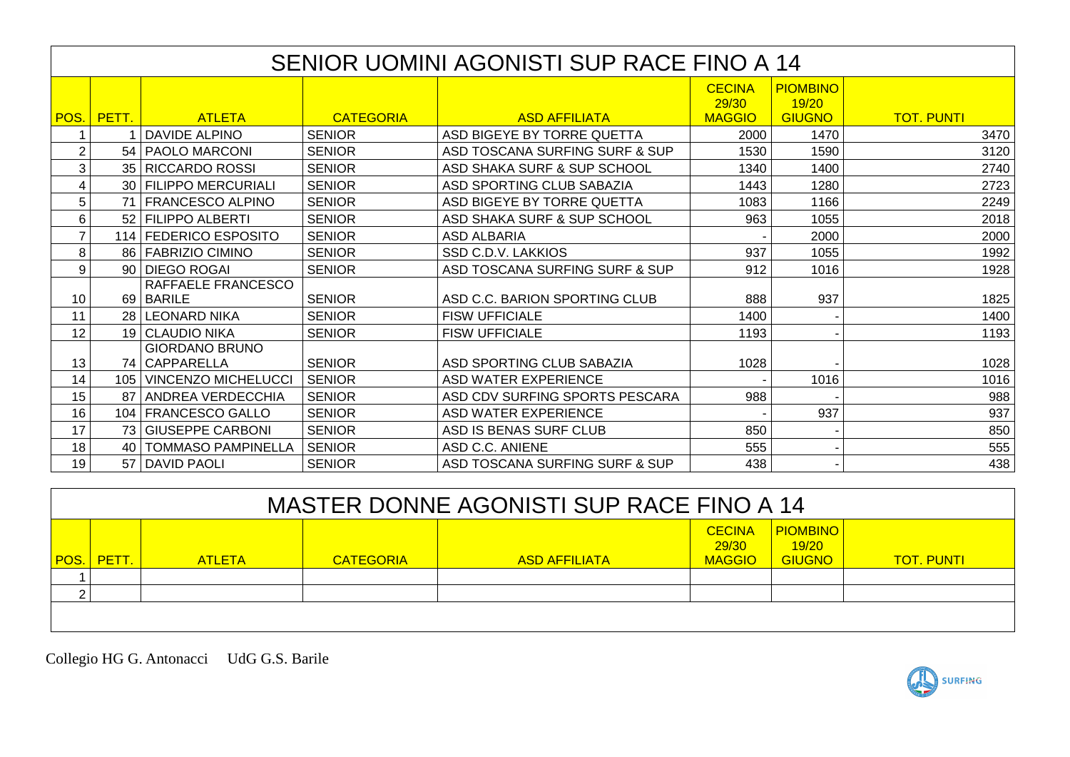## SENIOR UOMINI AGONISTI SUP RACE FINO A 14

| POS. | PETT. | ATLETA | CATEGORIA | ASD AFFILIATA | CECINA 29/30 MAGGIO | PIOMBINO 19/20 GIUGNO | TOT. PUNTI |
|---|---|---|---|---|---|---|---|
| 1 | 1 | DAVIDE ALPINO | SENIOR | ASD BIGEYE BY TORRE QUETTA | 2000 | 1470 | 3470 |
| 2 | 54 | PAOLO MARCONI | SENIOR | ASD TOSCANA SURFING SURF & SUP | 1530 | 1590 | 3120 |
| 3 | 35 | RICCARDO ROSSI | SENIOR | ASD SHAKA SURF & SUP SCHOOL | 1340 | 1400 | 2740 |
| 4 | 30 | FILIPPO MERCURIALI | SENIOR | ASD SPORTING CLUB SABAZIA | 1443 | 1280 | 2723 |
| 5 | 71 | FRANCESCO ALPINO | SENIOR | ASD BIGEYE BY TORRE QUETTA | 1083 | 1166 | 2249 |
| 6 | 52 | FILIPPO ALBERTI | SENIOR | ASD SHAKA SURF & SUP SCHOOL | 963 | 1055 | 2018 |
| 7 | 114 | FEDERICO ESPOSITO | SENIOR | ASD ALBARIA | - | 2000 | 2000 |
| 8 | 86 | FABRIZIO CIMINO | SENIOR | SSD C.D.V. LAKKIOS | 937 | 1055 | 1992 |
| 9 | 90 | DIEGO ROGAI | SENIOR | ASD TOSCANA SURFING SURF & SUP | 912 | 1016 | 1928 |
| 10 | 69 | RAFFAELE FRANCESCO BARILE | SENIOR | ASD C.C. BARION SPORTING CLUB | 888 | 937 | 1825 |
| 11 | 28 | LEONARD NIKA | SENIOR | FISW UFFICIALE | 1400 | - | 1400 |
| 12 | 19 | CLAUDIO NIKA | SENIOR | FISW UFFICIALE | 1193 | - | 1193 |
| 13 | 74 | GIORDANO BRUNO CAPPARELLA | SENIOR | ASD SPORTING CLUB SABAZIA | 1028 | - | 1028 |
| 14 | 105 | VINCENZO MICHELUCCI | SENIOR | ASD WATER EXPERIENCE | - | 1016 | 1016 |
| 15 | 87 | ANDREA VERDECCHIA | SENIOR | ASD CDV SURFING SPORTS PESCARA | 988 | - | 988 |
| 16 | 104 | FRANCESCO GALLO | SENIOR | ASD WATER EXPERIENCE | - | 937 | 937 |
| 17 | 73 | GIUSEPPE CARBONI | SENIOR | ASD IS BENAS SURF CLUB | 850 | - | 850 |
| 18 | 40 | TOMMASO PAMPINELLA | SENIOR | ASD C.C. ANIENE | 555 | - | 555 |
| 19 | 57 | DAVID PAOLI | SENIOR | ASD TOSCANA SURFING SURF & SUP | 438 | - | 438 |

## MASTER DONNE AGONISTI SUP RACE FINO A 14

| POS. | PETT. | ATLETA | CATEGORIA | ASD AFFILIATA | CECINA 29/30 MAGGIO | PIOMBINO 19/20 GIUGNO | TOT. PUNTI |
|---|---|---|---|---|---|---|---|
| 1 | | | | | | | |
| 2 | | | | | | | |

Collegio HG G. Antonacci UdG G.S. Barile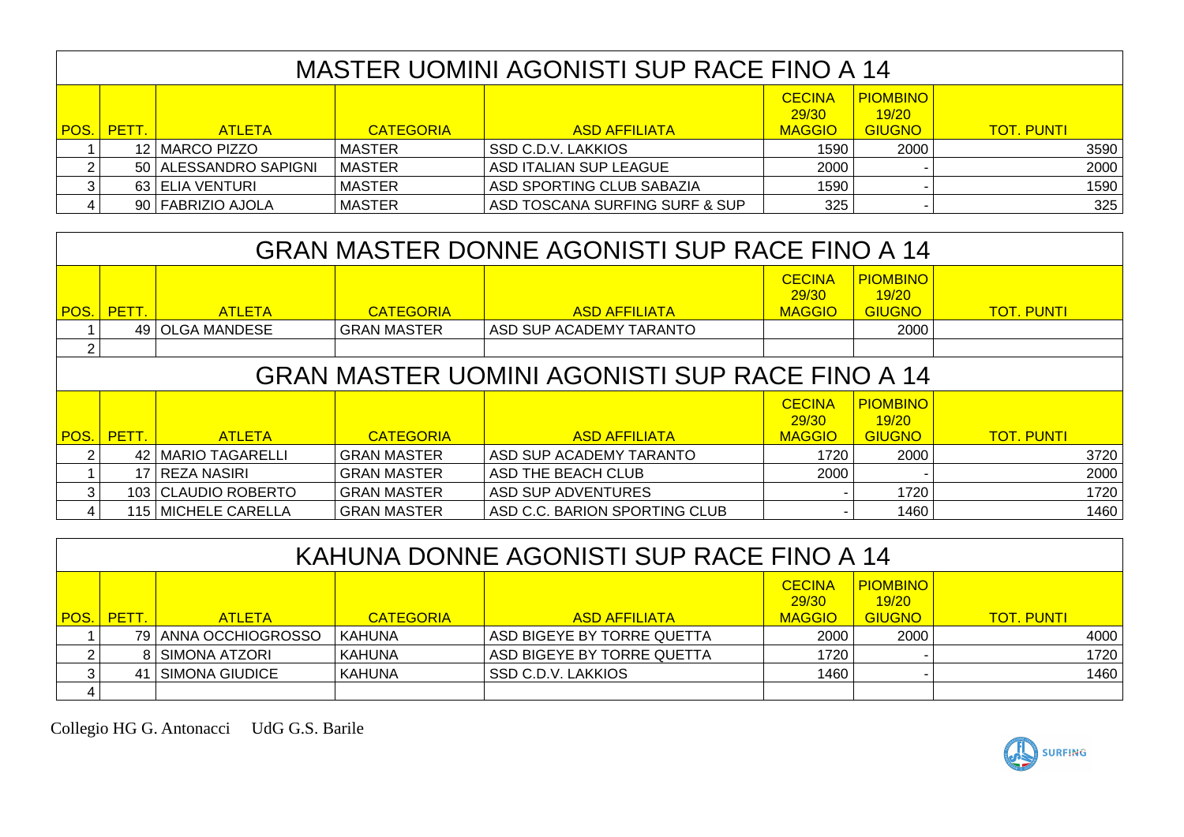## MASTER UOMINI AGONISTI SUP RACE FINO A 14

| POS. | PETT. | ATLETA | CATEGORIA | ASD AFFILIATA | CECINA 29/30 MAGGIO | PIOMBINO 19/20 GIUGNO | TOT. PUNTI |
|---|---|---|---|---|---|---|---|
| 1 | 12 | MARCO PIZZO | MASTER | SSD C.D.V. LAKKIOS | 1590 | 2000 | 3590 |
| 2 | 50 | ALESSANDRO SAPIGNI | MASTER | ASD ITALIAN SUP LEAGUE | 2000 | - | 2000 |
| 3 | 63 | ELIA VENTURI | MASTER | ASD SPORTING CLUB SABAZIA | 1590 | - | 1590 |
| 4 | 90 | FABRIZIO AJOLA | MASTER | ASD TOSCANA SURFING SURF & SUP | 325 | - | 325 |

## GRAN MASTER DONNE AGONISTI SUP RACE FINO A 14

| POS. | PETT. | ATLETA | CATEGORIA | ASD AFFILIATA | CECINA 29/30 MAGGIO | PIOMBINO 19/20 GIUGNO | TOT. PUNTI |
|---|---|---|---|---|---|---|---|
| 1 | 49 | OLGA MANDESE | GRAN MASTER | ASD SUP ACADEMY TARANTO | | 2000 | |
| 2 | | | | | | | |

## GRAN MASTER UOMINI AGONISTI SUP RACE FINO A 14

| POS. | PETT. | ATLETA | CATEGORIA | ASD AFFILIATA | CECINA 29/30 MAGGIO | PIOMBINO 19/20 GIUGNO | TOT. PUNTI |
|---|---|---|---|---|---|---|---|
| 2 | 42 | MARIO TAGARELLI | GRAN MASTER | ASD SUP ACADEMY TARANTO | 1720 | 2000 | 3720 |
| 1 | 17 | REZA NASIRI | GRAN MASTER | ASD THE BEACH CLUB | 2000 | - | 2000 |
| 3 | 103 | CLAUDIO ROBERTO | GRAN MASTER | ASD SUP ADVENTURES | - | 1720 | 1720 |
| 4 | 115 | MICHELE CARELLA | GRAN MASTER | ASD C.C. BARION SPORTING CLUB | - | 1460 | 1460 |

## KAHUNA DONNE AGONISTI SUP RACE FINO A 14

| POS. | PETT. | ATLETA | CATEGORIA | ASD AFFILIATA | CECINA 29/30 MAGGIO | PIOMBINO 19/20 GIUGNO | TOT. PUNTI |
|---|---|---|---|---|---|---|---|
| 1 | 79 | ANNA OCCHIOGROSSO | KAHUNA | ASD BIGEYE BY TORRE QUETTA | 2000 | 2000 | 4000 |
| 2 | 8 | SIMONA ATZORI | KAHUNA | ASD BIGEYE BY TORRE QUETTA | 1720 | - | 1720 |
| 3 | 41 | SIMONA GIUDICE | KAHUNA | SSD C.D.V. LAKKIOS | 1460 | - | 1460 |
| 4 | | | | | | | |

Collegio HG G. Antonacci UdG G.S. Barile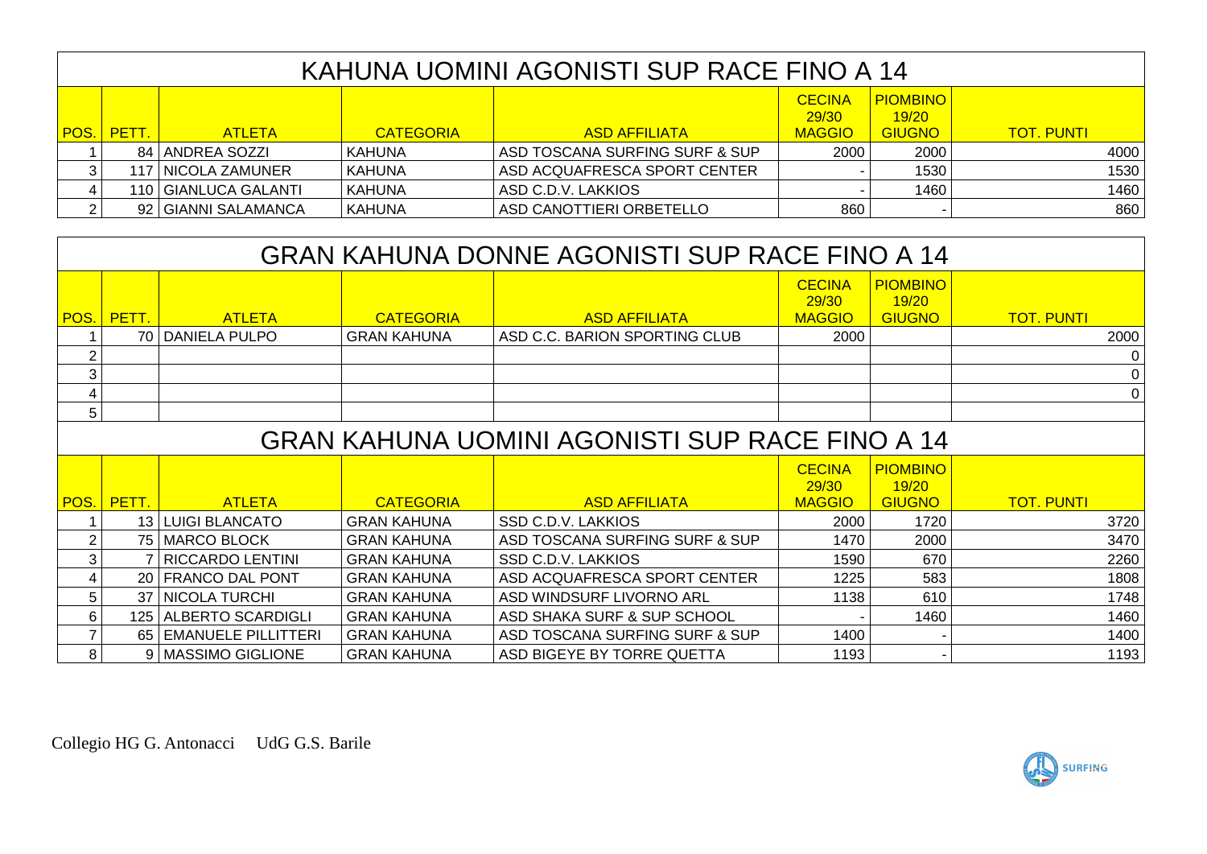## KAHUNA UOMINI AGONISTI SUP RACE FINO A 14

| POS. | PETT. | ATLETA | CATEGORIA | ASD AFFILIATA | CECINA 29/30 MAGGIO | PIOMBINO 19/20 GIUGNO | TOT. PUNTI |
|---|---|---|---|---|---|---|---|
| 1 | 84 | ANDREA SOZZI | KAHUNA | ASD TOSCANA SURFING SURF & SUP | 2000 | 2000 | 4000 |
| 3 | 117 | NICOLA ZAMUNER | KAHUNA | ASD ACQUAFRESCA SPORT CENTER | - | 1530 | 1530 |
| 4 | 110 | GIANLUCA GALANTI | KAHUNA | ASD C.D.V. LAKKIOS | - | 1460 | 1460 |
| 2 | 92 | GIANNI SALAMANCA | KAHUNA | ASD CANOTTIERI ORBETELLO | 860 | - | 860 |

## GRAN KAHUNA DONNE AGONISTI SUP RACE FINO A 14

| POS. | PETT. | ATLETA | CATEGORIA | ASD AFFILIATA | CECINA 29/30 MAGGIO | PIOMBINO 19/20 GIUGNO | TOT. PUNTI |
|---|---|---|---|---|---|---|---|
| 1 | 70 | DANIELA PULPO | GRAN KAHUNA | ASD C.C. BARION SPORTING CLUB | 2000 | | 2000 |
| 2 | | | | | | | 0 |
| 3 | | | | | | | 0 |
| 4 | | | | | | | 0 |
| 5 | | | | | | | |

## GRAN KAHUNA UOMINI AGONISTI SUP RACE FINO A 14

| POS. | PETT. | ATLETA | CATEGORIA | ASD AFFILIATA | CECINA 29/30 MAGGIO | PIOMBINO 19/20 GIUGNO | TOT. PUNTI |
|---|---|---|---|---|---|---|---|
| 1 | 13 | LUIGI BLANCATO | GRAN KAHUNA | SSD C.D.V. LAKKIOS | 2000 | 1720 | 3720 |
| 2 | 75 | MARCO BLOCK | GRAN KAHUNA | ASD TOSCANA SURFING SURF & SUP | 1470 | 2000 | 3470 |
| 3 | 7 | RICCARDO LENTINI | GRAN KAHUNA | SSD C.D.V. LAKKIOS | 1590 | 670 | 2260 |
| 4 | 20 | FRANCO DAL PONT | GRAN KAHUNA | ASD ACQUAFRESCA SPORT CENTER | 1225 | 583 | 1808 |
| 5 | 37 | NICOLA TURCHI | GRAN KAHUNA | ASD WINDSURF LIVORNO ARL | 1138 | 610 | 1748 |
| 6 | 125 | ALBERTO SCARDIGLI | GRAN KAHUNA | ASD SHAKA SURF & SUP SCHOOL | - | 1460 | 1460 |
| 7 | 65 | EMANUELE PILLITTERI | GRAN KAHUNA | ASD TOSCANA SURFING SURF & SUP | 1400 | - | 1400 |
| 8 | 9 | MASSIMO GIGLIONE | GRAN KAHUNA | ASD BIGEYE BY TORRE QUETTA | 1193 | - | 1193 |

Collegio HG G. Antonacci UdG G.S. Barile